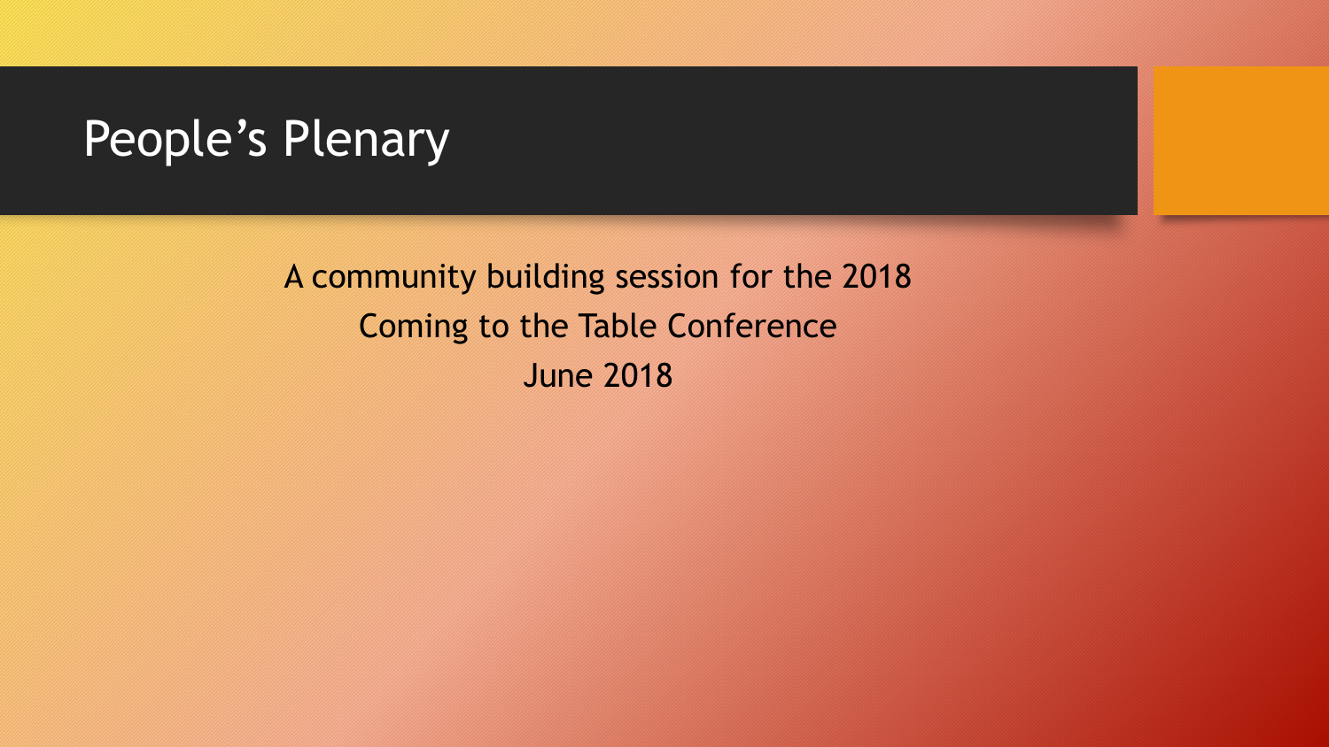# People's Plenary

A community building session for the 2018 Coming to the Table Conference
June 2018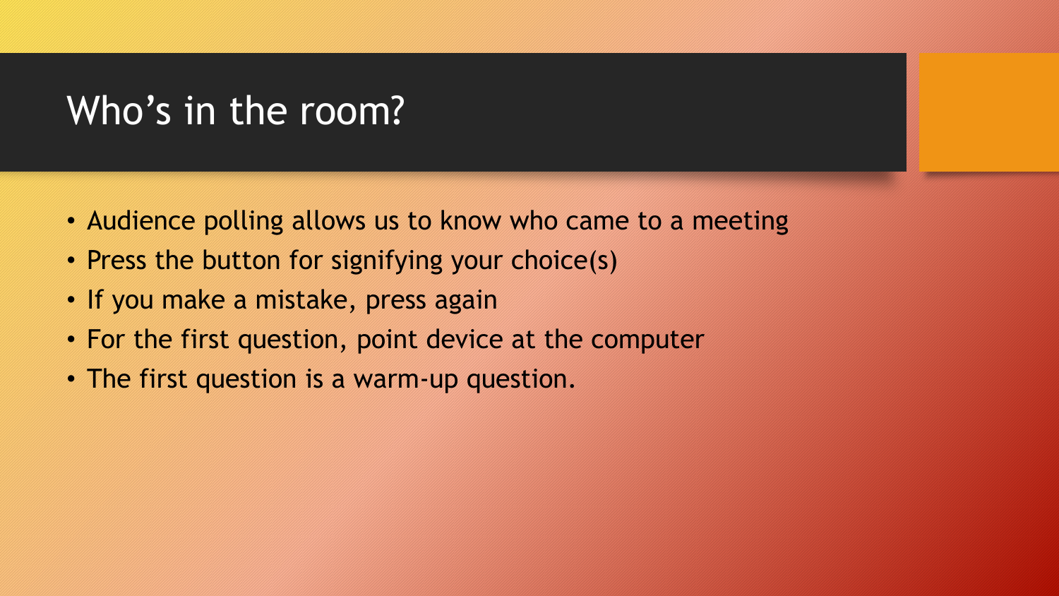# Who’s in the room?

- Audience polling allows us to know who came to a meeting
- Press the button for signifying your choice(s)
- If you make a mistake, press again
- For the first question, point device at the computer
- The first question is a warm-up question.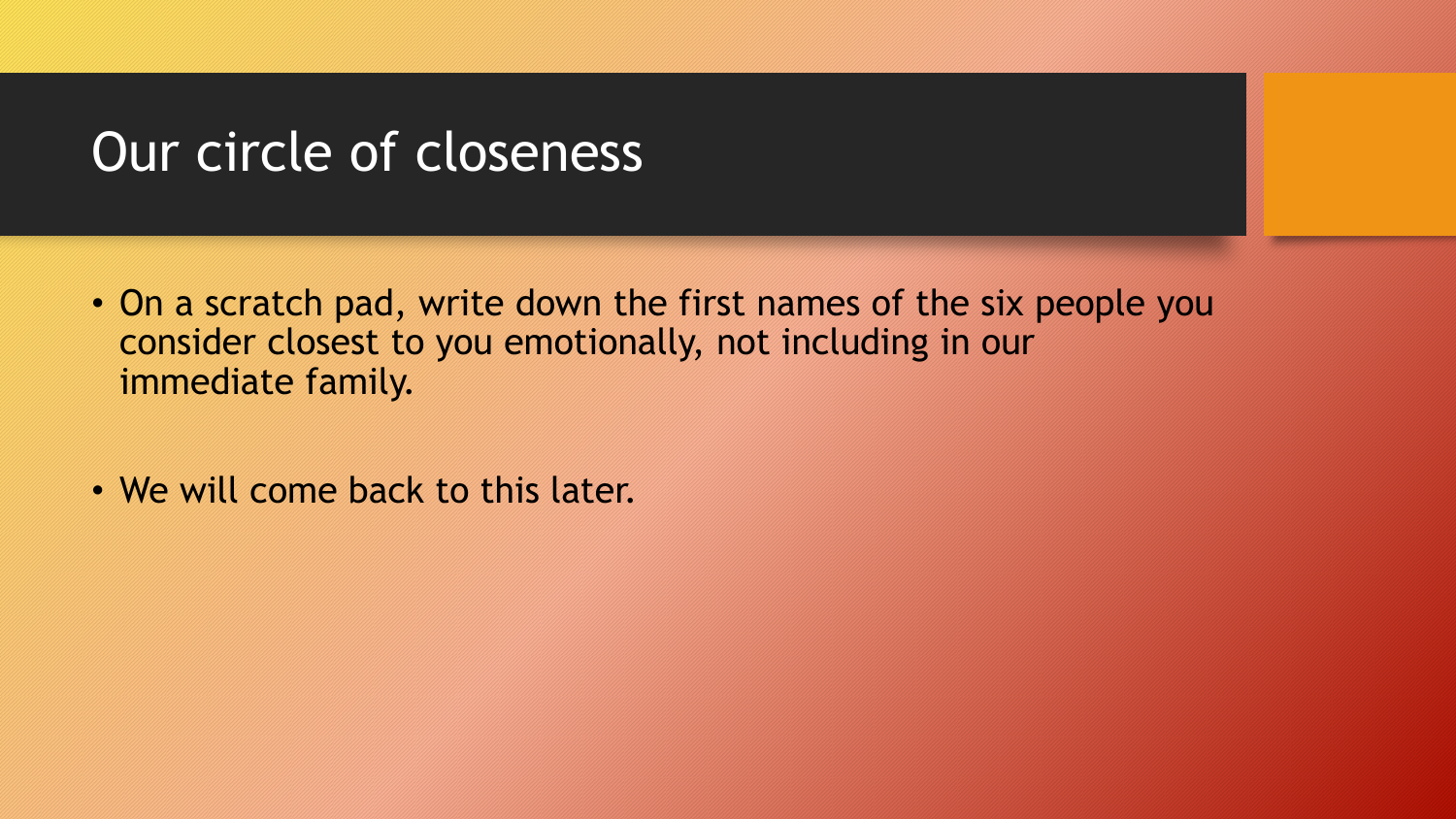# Our circle of closeness

- On a scratch pad, write down the first names of the six people you consider closest to you emotionally, not including in our immediate family.

- We will come back to this later.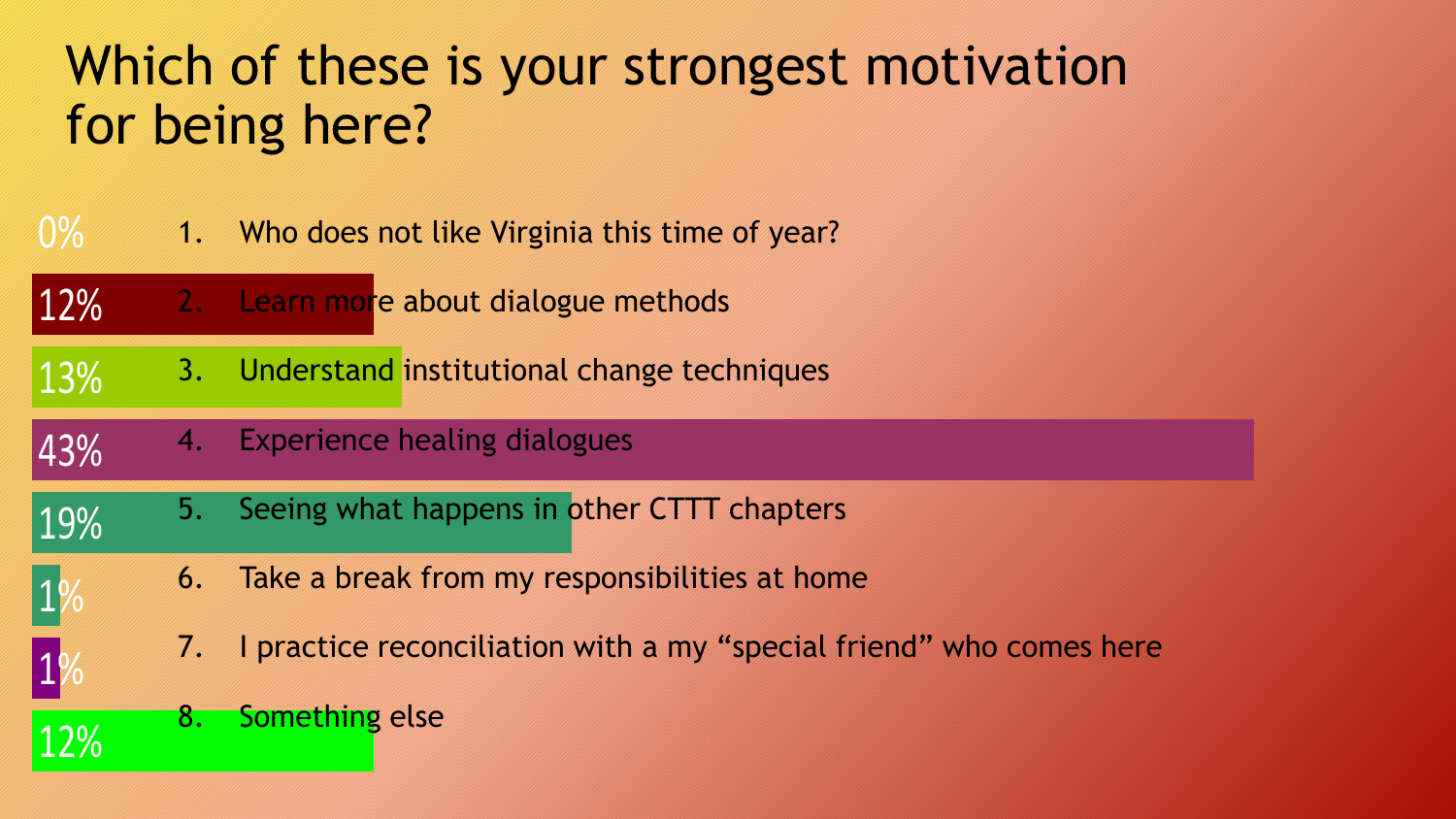# Which of these is your strongest motivation for being here?

| % | Option |
|---|---|
| 0% | 1. Who does not like Virginia this time of year? |
| 12% | 2. Learn more about dialogue methods |
| 13% | 3. Understand institutional change techniques |
| 43% | 4. Experience healing dialogues |
| 19% | 5. Seeing what happens in other CTTT chapters |
| 1% | 6. Take a break from my responsibilities at home |
| 1% | 7. I practice reconciliation with a my “special friend” who comes here |
| 12% | 8. Something else |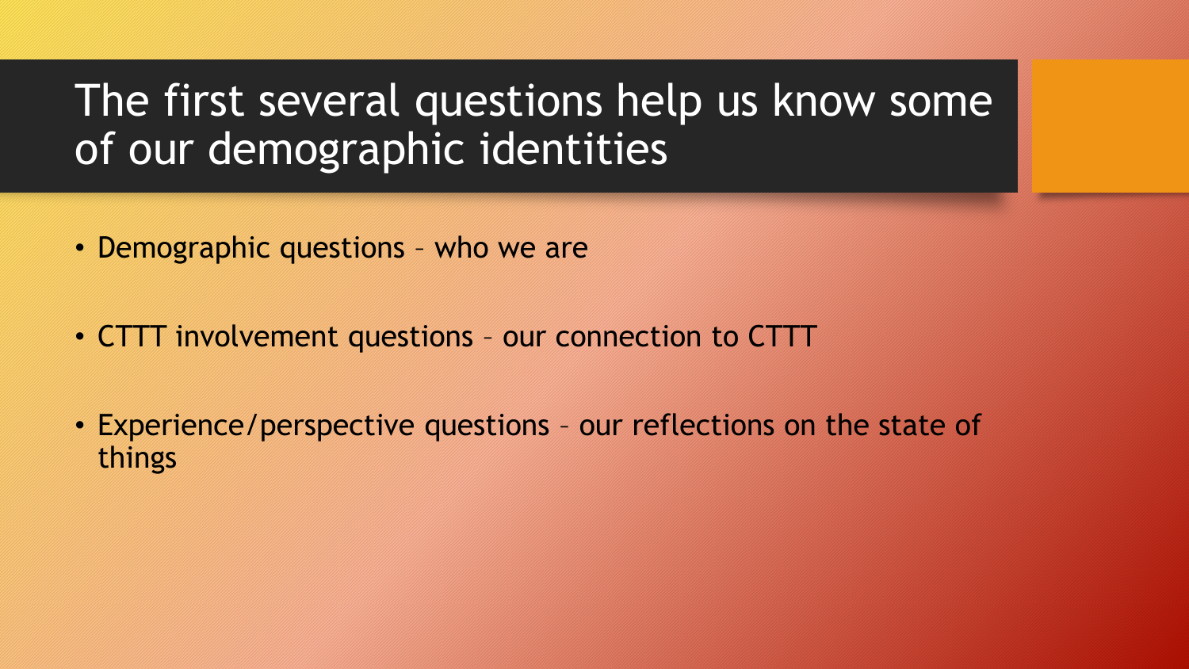# The first several questions help us know some of our demographic identities

- Demographic questions – who we are
- CTTT involvement questions – our connection to CTTT
- Experience/perspective questions – our reflections on the state of things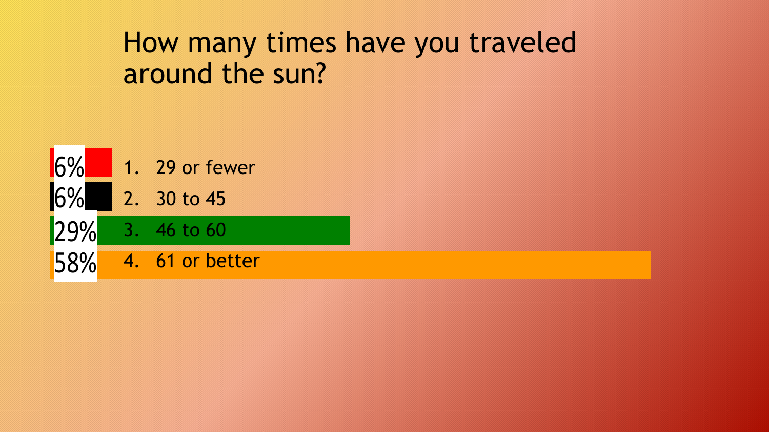# How many times have you traveled around the sun?

| Response | Percentage |
| --- | --- |
| 1. 29 or fewer | 6% |
| 2. 30 to 45 | 6% |
| 3. 46 to 60 | 29% |
| 4. 61 or better | 58% |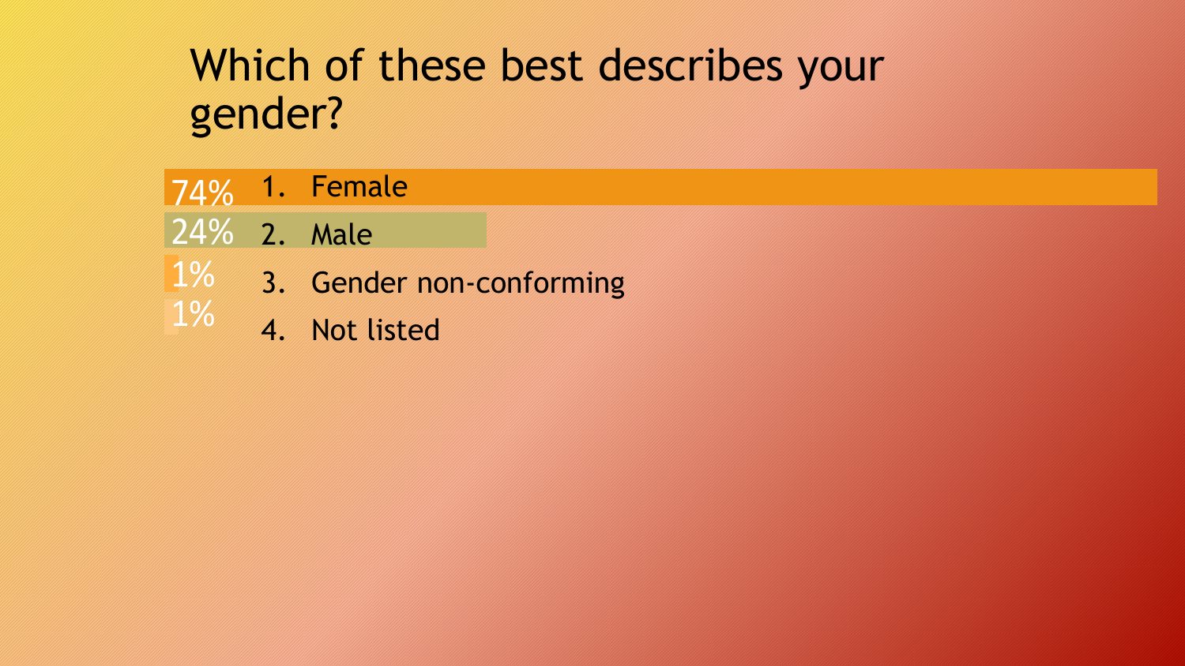# Which of these best describes your gender?

| % | Response |
|---|---|
| 74% | 1. Female |
| 24% | 2. Male |
| 1% | 3. Gender non-conforming |
| 1% | 4. Not listed |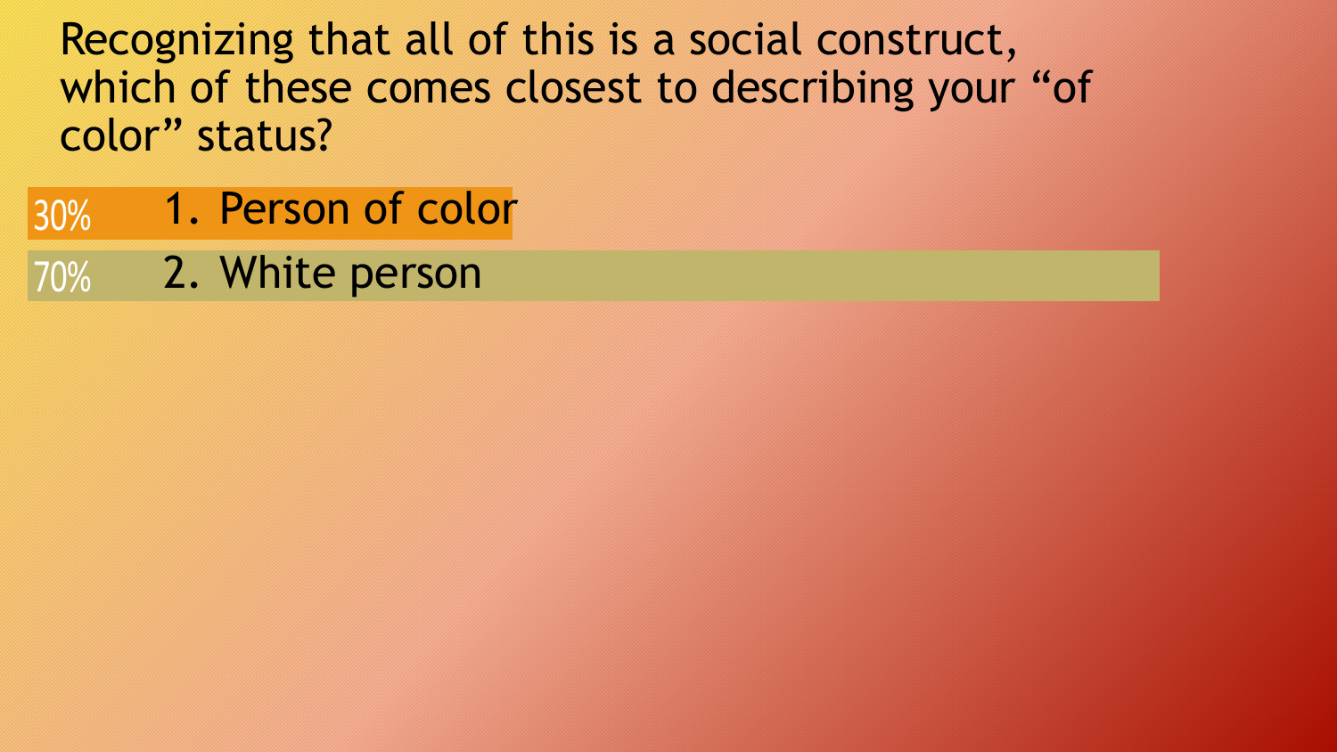Recognizing that all of this is a social construct, which of these comes closest to describing your “of color” status?

| % | Response |
| --- | --- |
| 30% | 1. Person of color |
| 70% | 2. White person |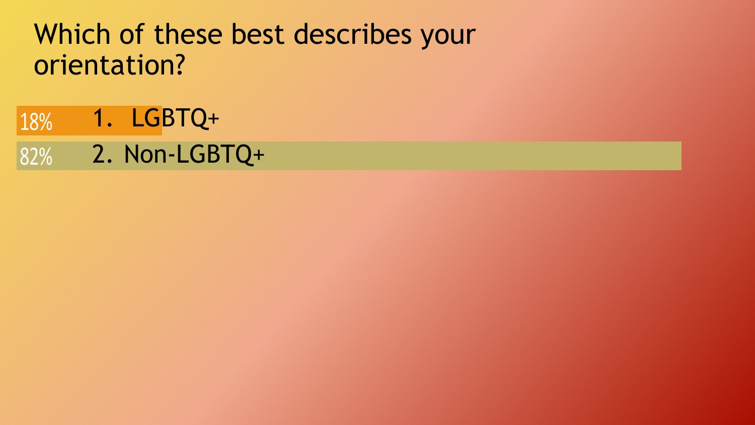# Which of these best describes your orientation?

18% 1. LGBTQ+

82% 2. Non-LGBTQ+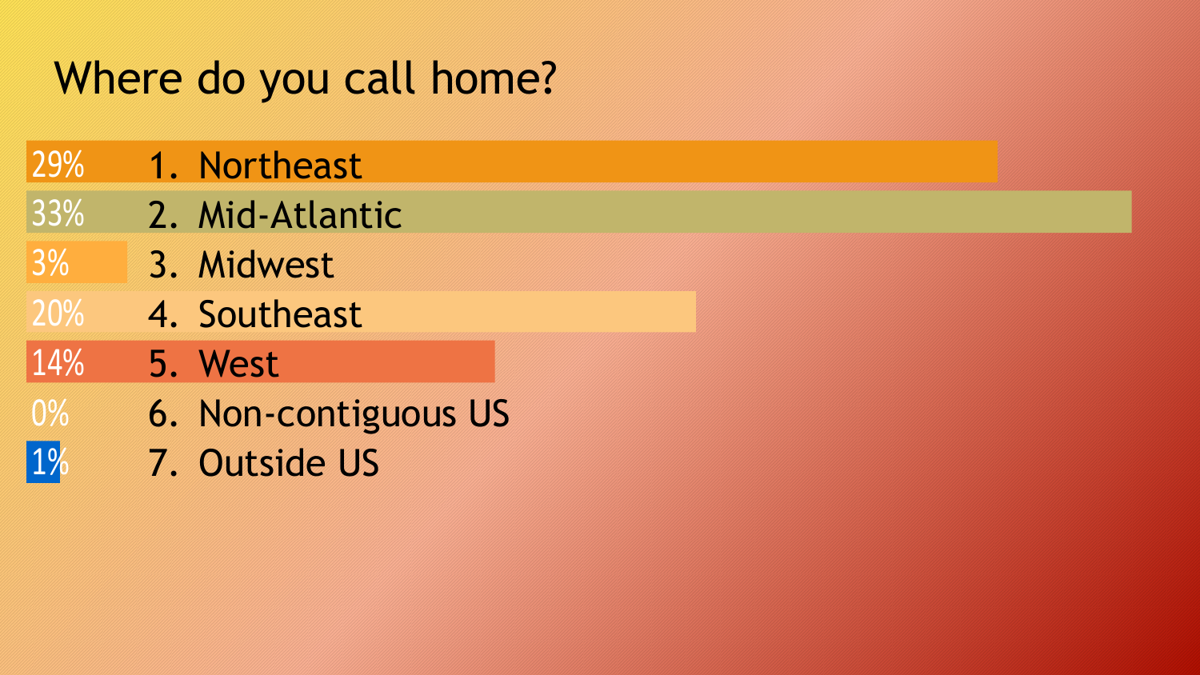# Where do you call home?

| | |
|---|---|
| 29% | 1. Northeast |
| 33% | 2. Mid-Atlantic |
| 3% | 3. Midwest |
| 20% | 4. Southeast |
| 14% | 5. West |
| 0% | 6. Non-contiguous US |
| 1% | 7. Outside US |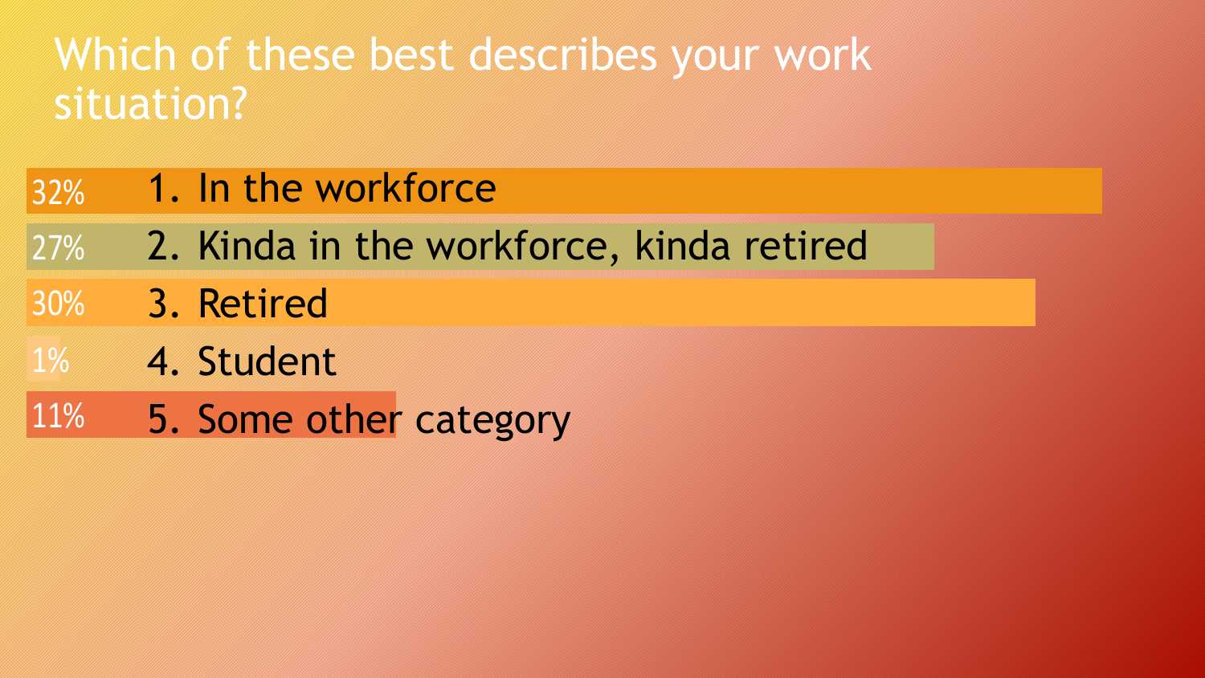# Which of these best describes your work situation?

| % | Response |
|---|---|
| 32% | 1. In the workforce |
| 27% | 2. Kinda in the workforce, kinda retired |
| 30% | 3. Retired |
| 1% | 4. Student |
| 11% | 5. Some other category |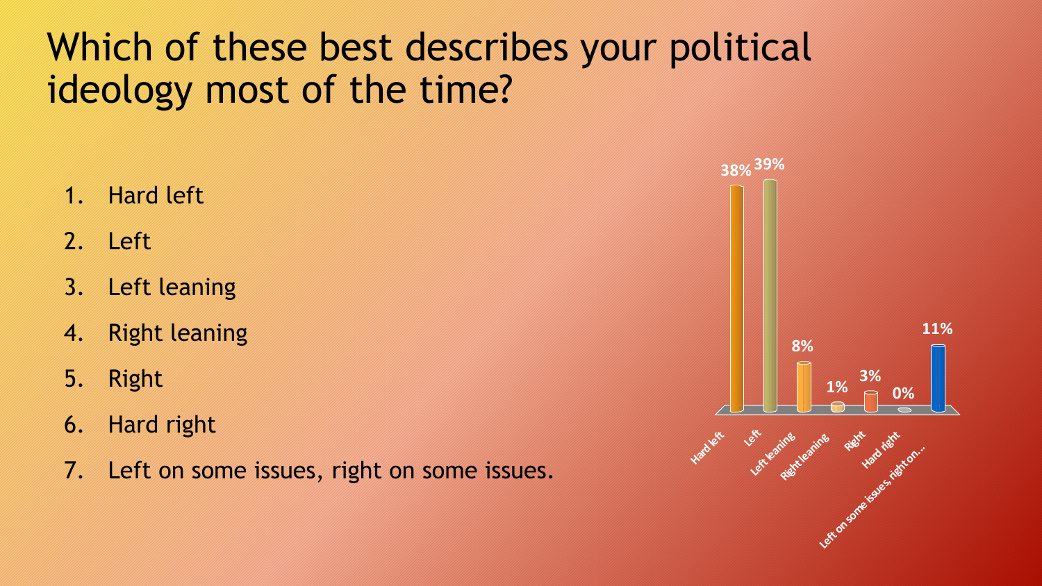# Which of these best describes your political ideology most of the time?

1. Hard left
2. Left
3. Left leaning
4. Right leaning
5. Right
6. Hard right
7. Left on some issues, right on some issues.

| Hard left | Left | Left leaning | Right leaning | Right | Hard right | Left on some issues, right on... |
|---|---|---|---|---|---|---|
| 38% | 39% | 8% | 1% | 3% | 0% | 11% |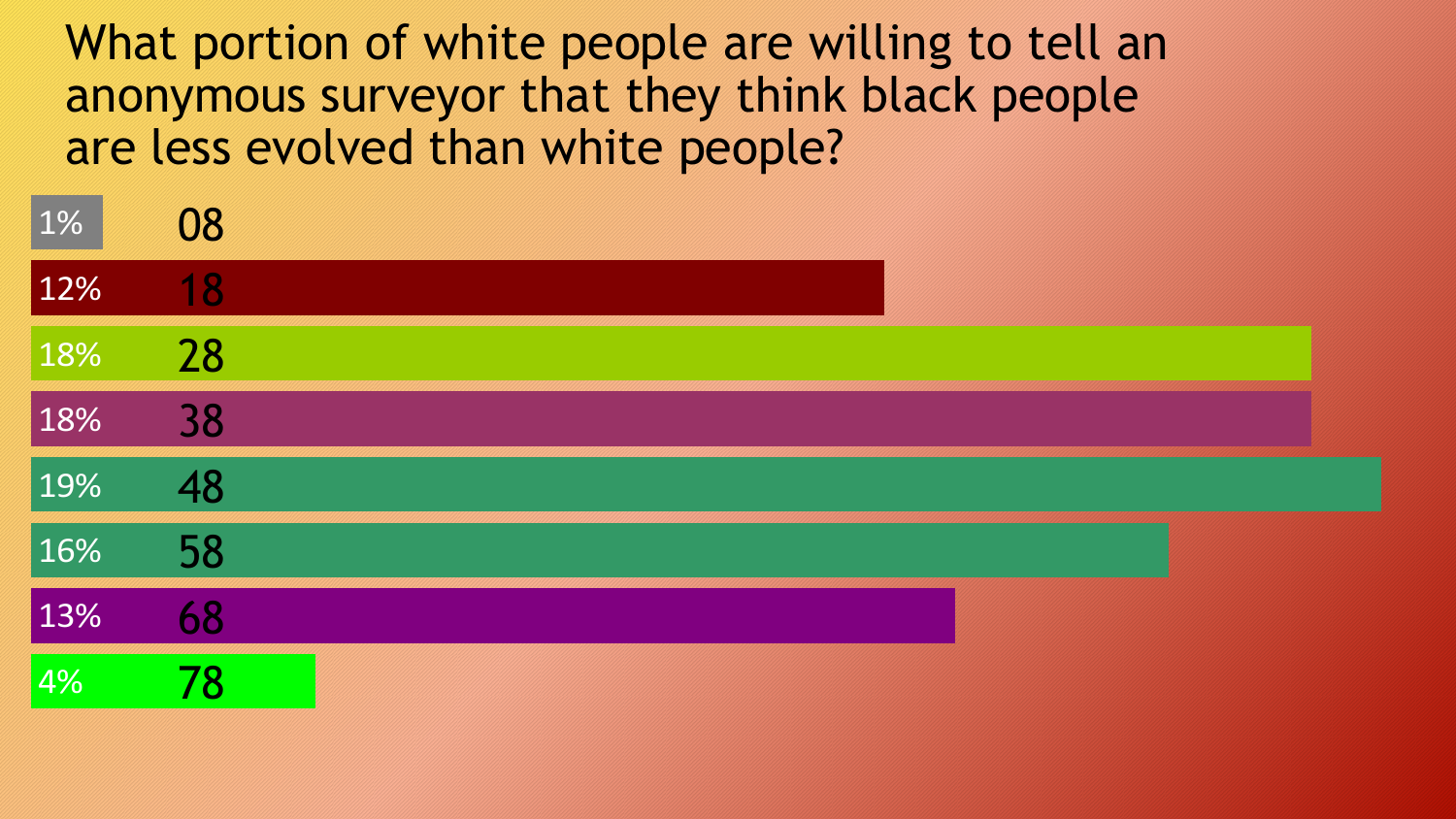# What portion of white people are willing to tell an anonymous surveyor that they think black people are less evolved than white people?

| Percentage | Label |
|---|---|
| 1% | 08 |
| 12% | 18 |
| 18% | 28 |
| 18% | 38 |
| 19% | 48 |
| 16% | 58 |
| 13% | 68 |
| 4% | 78 |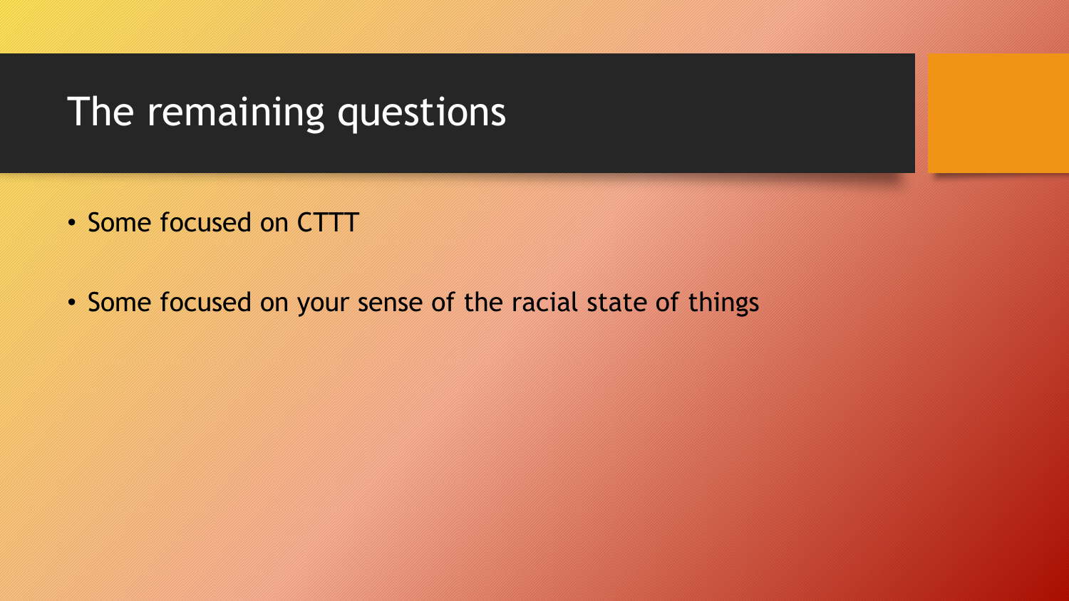# The remaining questions

- Some focused on CTTT
- Some focused on your sense of the racial state of things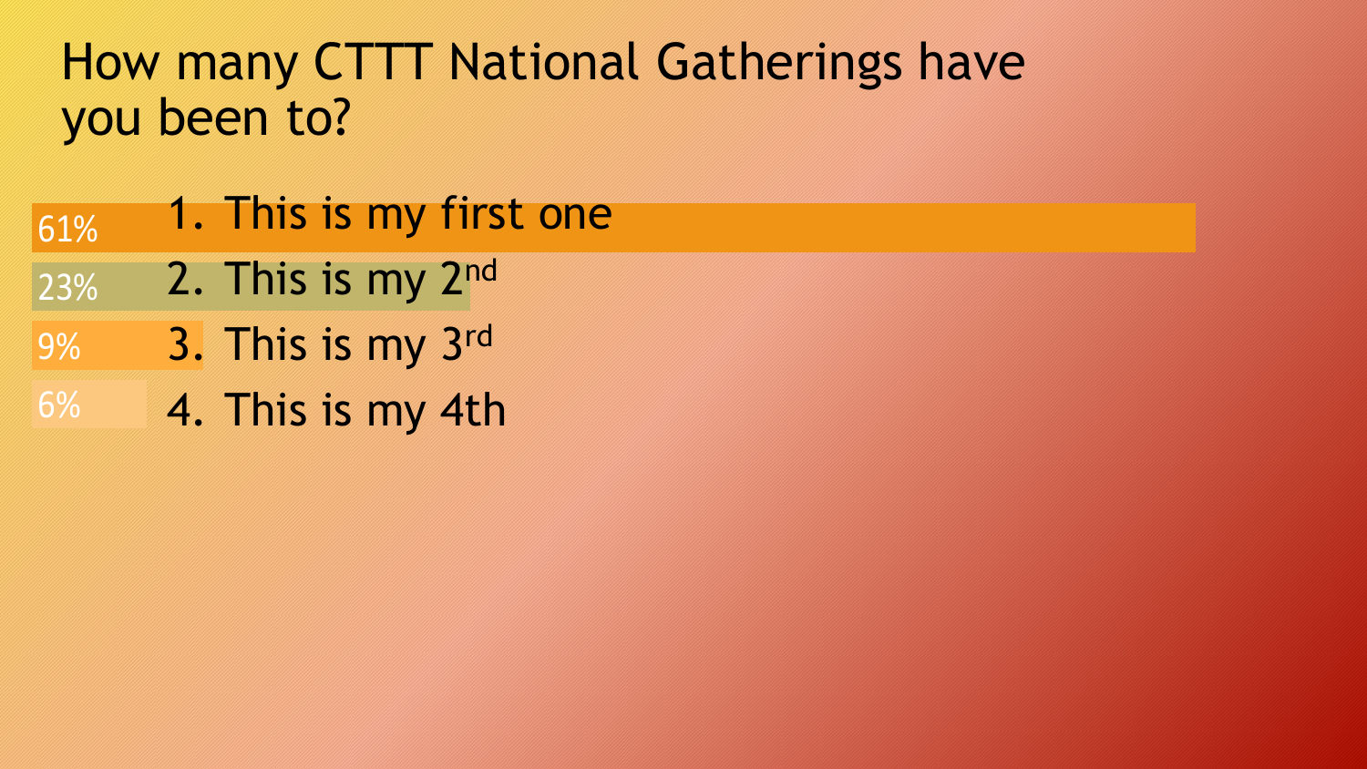# How many CTTT National Gatherings have you been to?

| Percentage | Response |
| --- | --- |
| 61% | 1. This is my first one |
| 23% | 2. This is my 2nd |
| 9% | 3. This is my 3rd |
| 6% | 4. This is my 4th |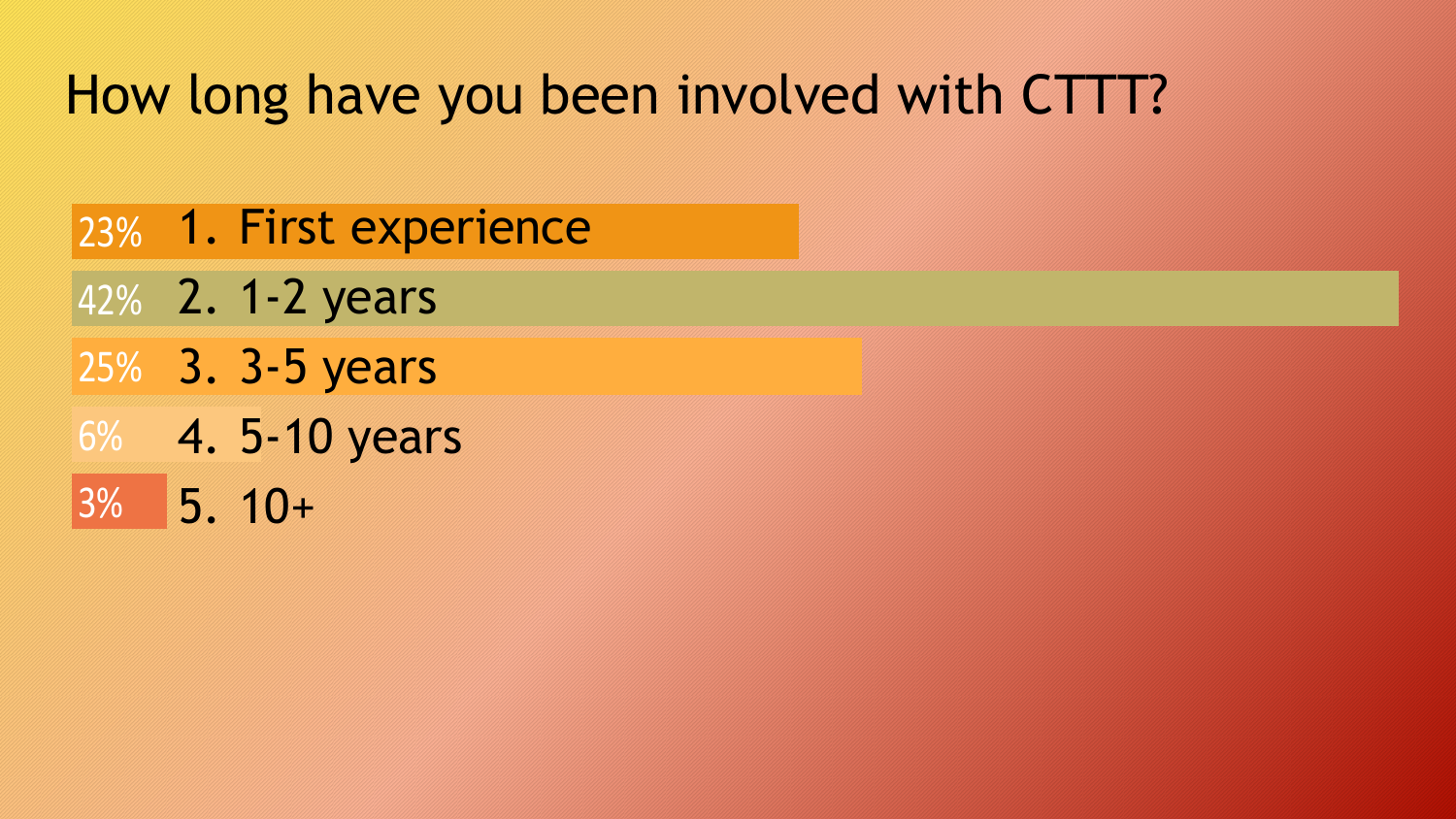# How long have you been involved with CTTT?

| % | Response |
| --- | --- |
| 23% | 1. First experience |
| 42% | 2. 1-2 years |
| 25% | 3. 3-5 years |
| 6% | 4. 5-10 years |
| 3% | 5. 10+ |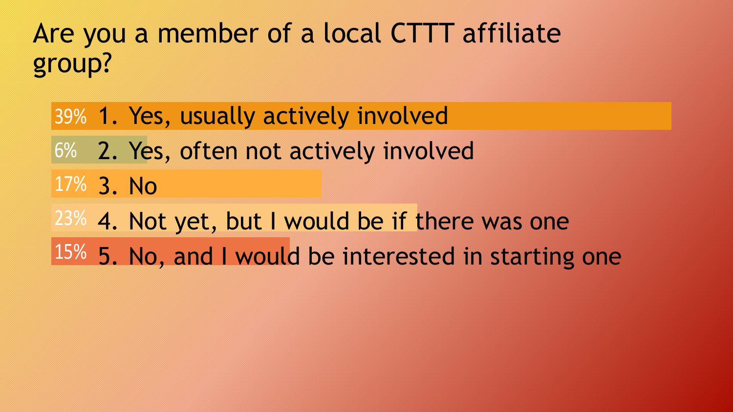# Are you a member of a local CTTT affiliate group?

| % | Response |
| --- | --- |
| 39% | 1. Yes, usually actively involved |
| 6% | 2. Yes, often not actively involved |
| 17% | 3. No |
| 23% | 4. Not yet, but I would be if there was one |
| 15% | 5. No, and I would be interested in starting one |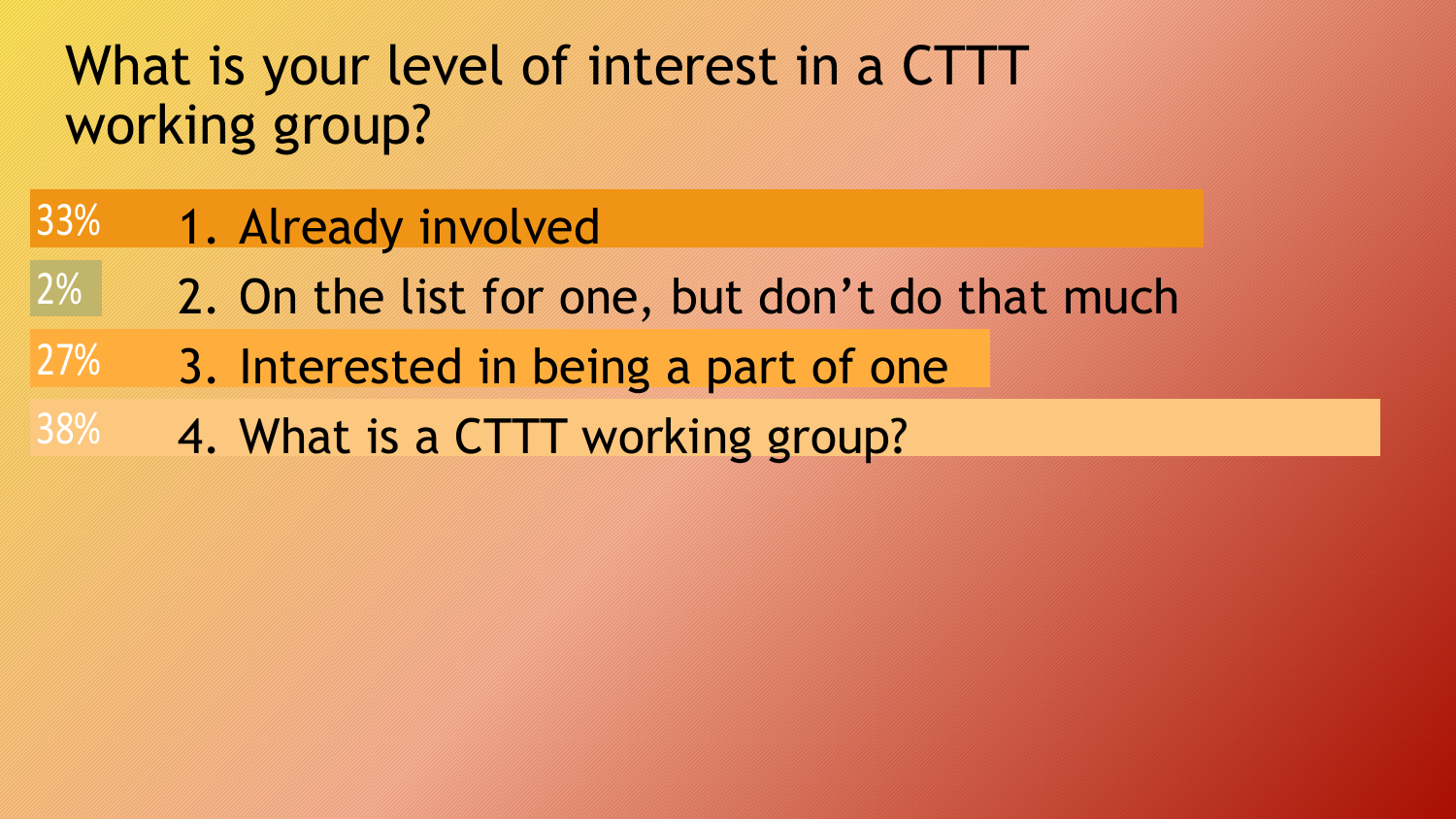# What is your level of interest in a CTTT working group?

| Response | Percentage |
| --- | --- |
| 1. Already involved | 33% |
| 2. On the list for one, but don't do that much | 2% |
| 3. Interested in being a part of one | 27% |
| 4. What is a CTTT working group? | 38% |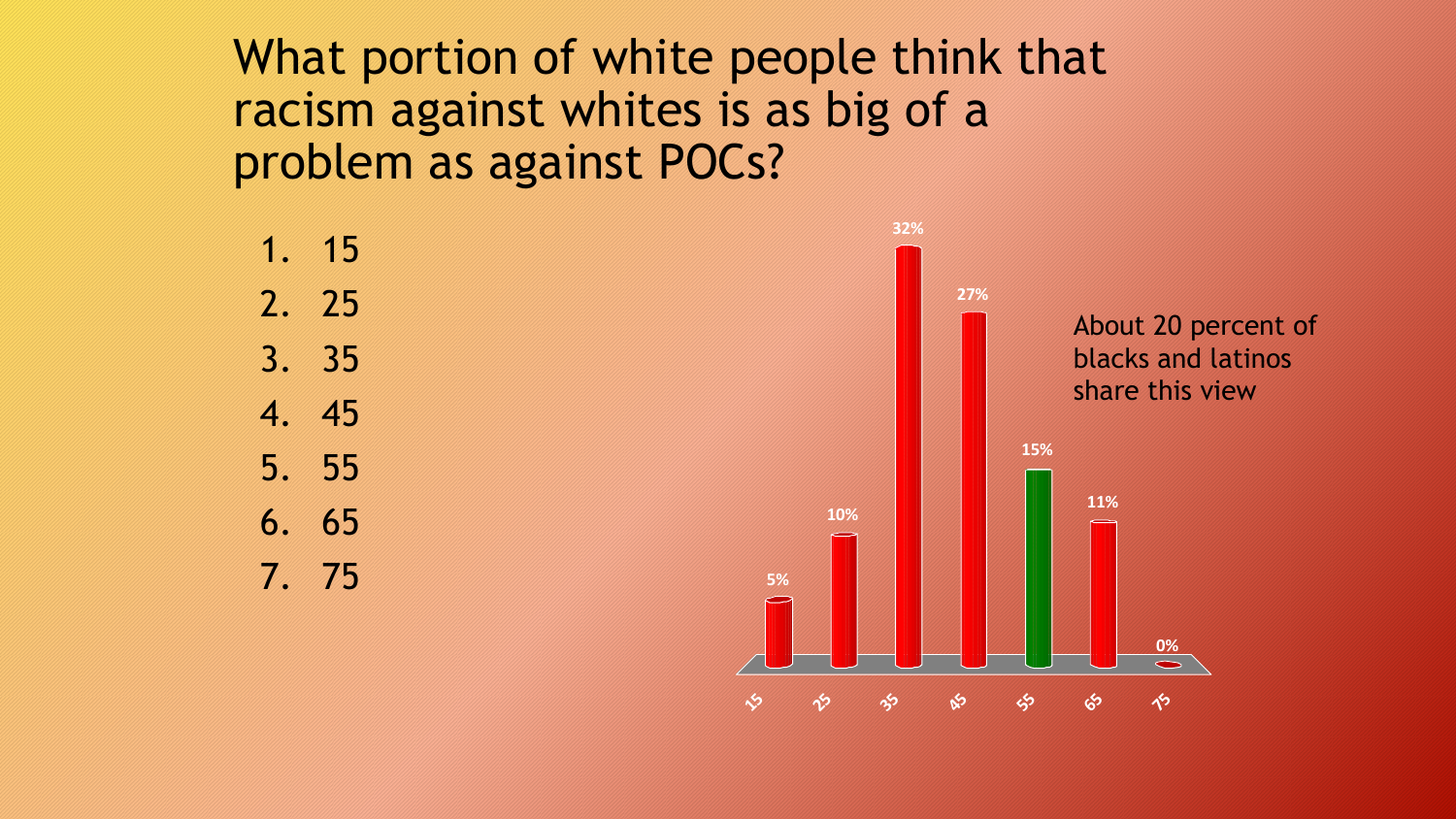# What portion of white people think that racism against whites is as big of a problem as against POCs?

1. 15
2. 25
3. 35
4. 45
5. 55
6. 65
7. 75

| Answer | 15 | 25 | 35 | 45 | 55 | 65 | 75 |
|---|---|---|---|---|---|---|---|
| Responses | 5% | 10% | 32% | 27% | 15% | 11% | 0% |

About 20 percent of blacks and latinos share this view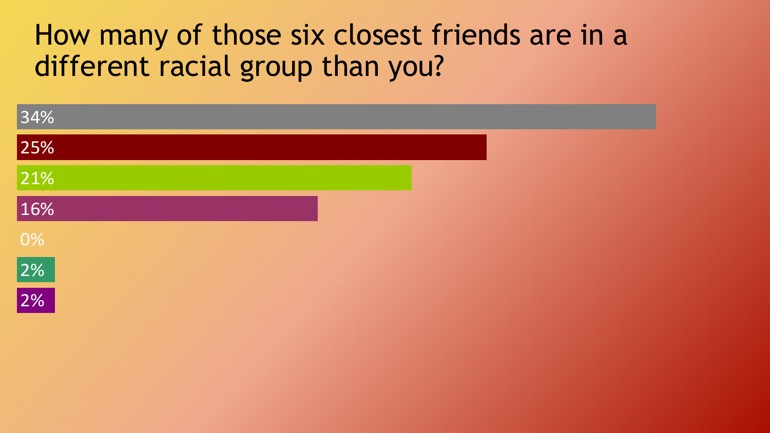# How many of those six closest friends are in a different racial group than you?

34%

25%

21%

16%

0%

2%

2%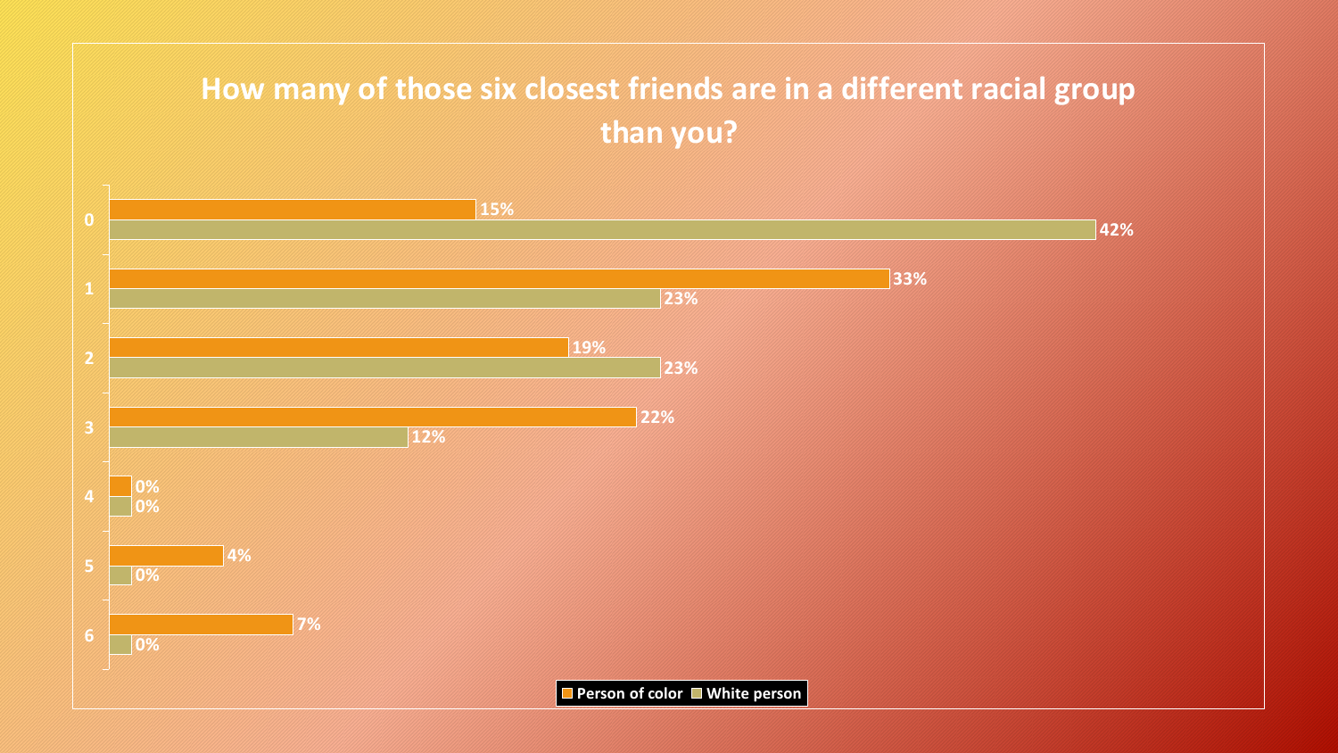# How many of those six closest friends are in a different racial group than you?

| | Person of color | White person |
|---|---|---|
| 0 | 15% | 42% |
| 1 | 33% | 23% |
| 2 | 19% | 23% |
| 3 | 22% | 12% |
| 4 | 0% | 0% |
| 5 | 4% | 0% |
| 6 | 7% | 0% |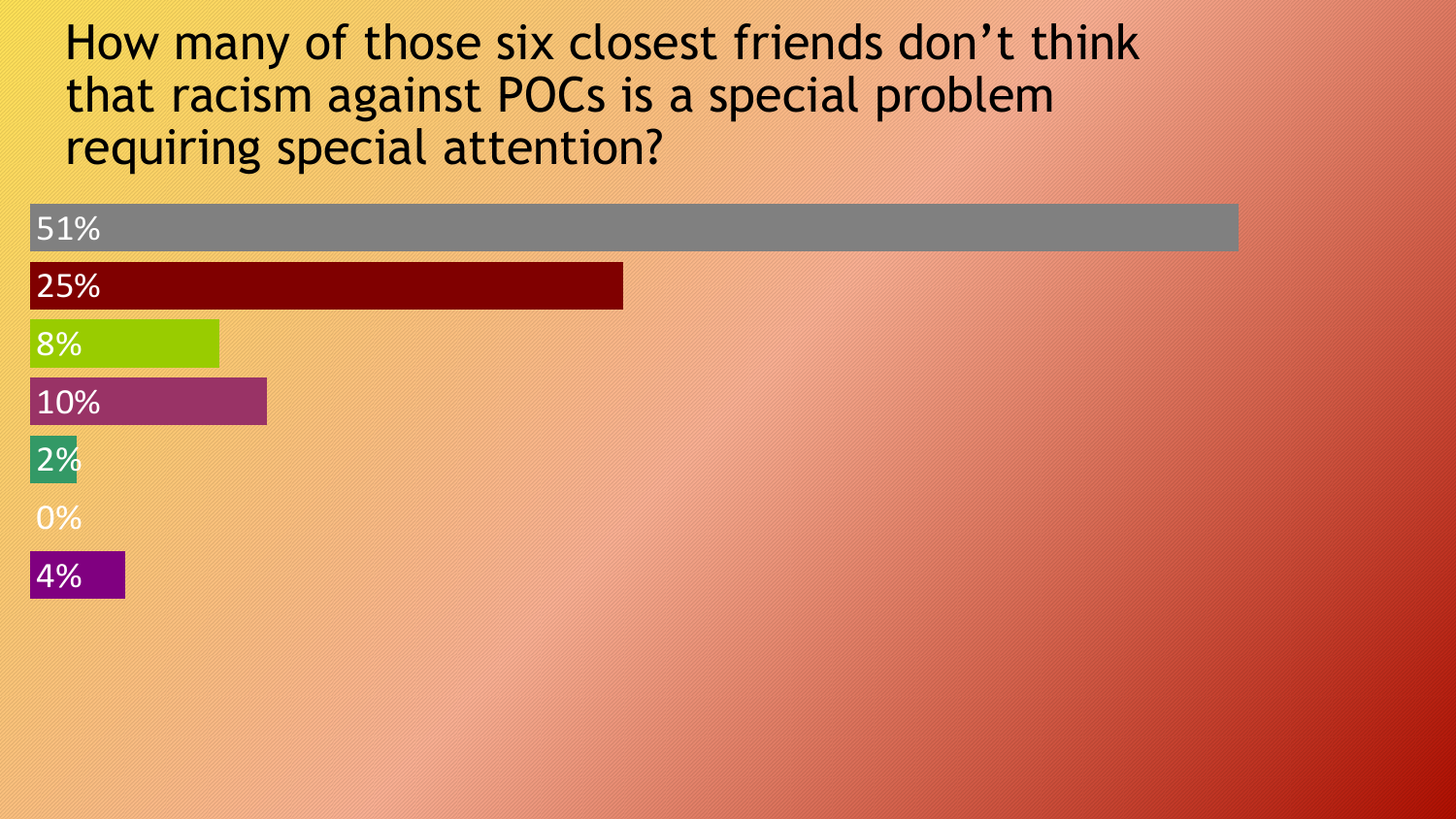# How many of those six closest friends don't think that racism against POCs is a special problem requiring special attention?

- 51%
- 25%
- 8%
- 10%
- 2%
- 0%
- 4%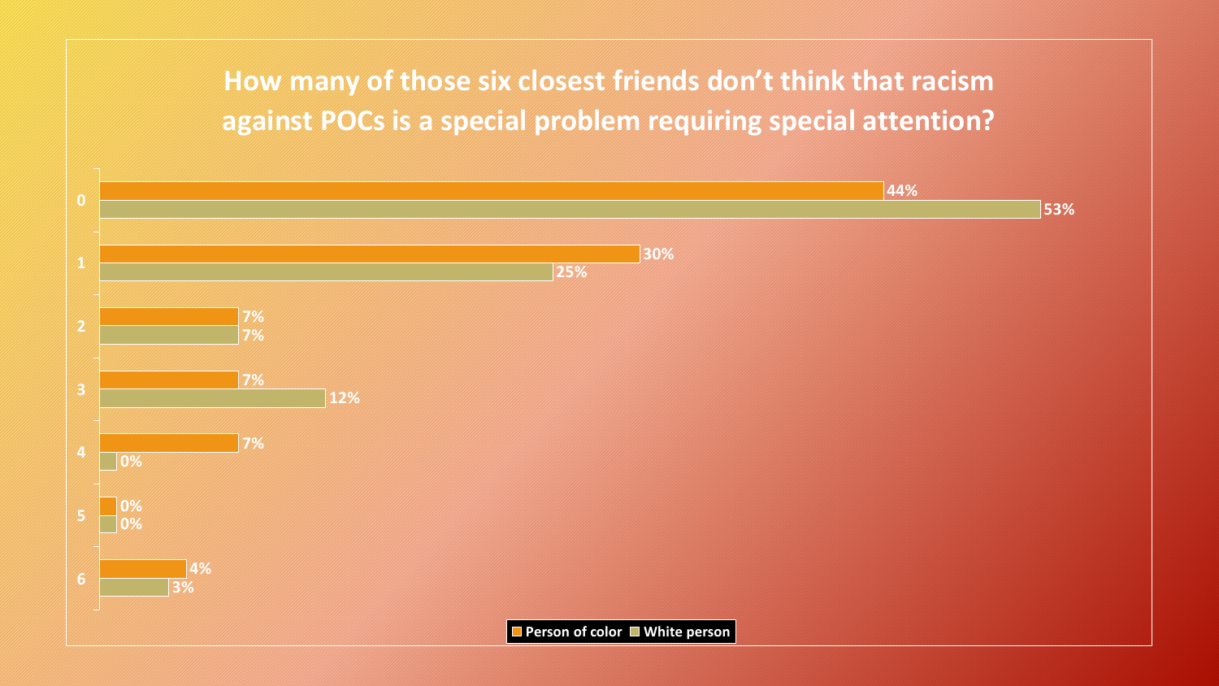# How many of those six closest friends don't think that racism against POCs is a special problem requiring special attention?

| | Person of color | White person |
|---|---|---|
| 0 | 44% | 53% |
| 1 | 30% | 25% |
| 2 | 7% | 7% |
| 3 | 7% | 12% |
| 4 | 7% | 0% |
| 5 | 0% | 0% |
| 6 | 4% | 3% |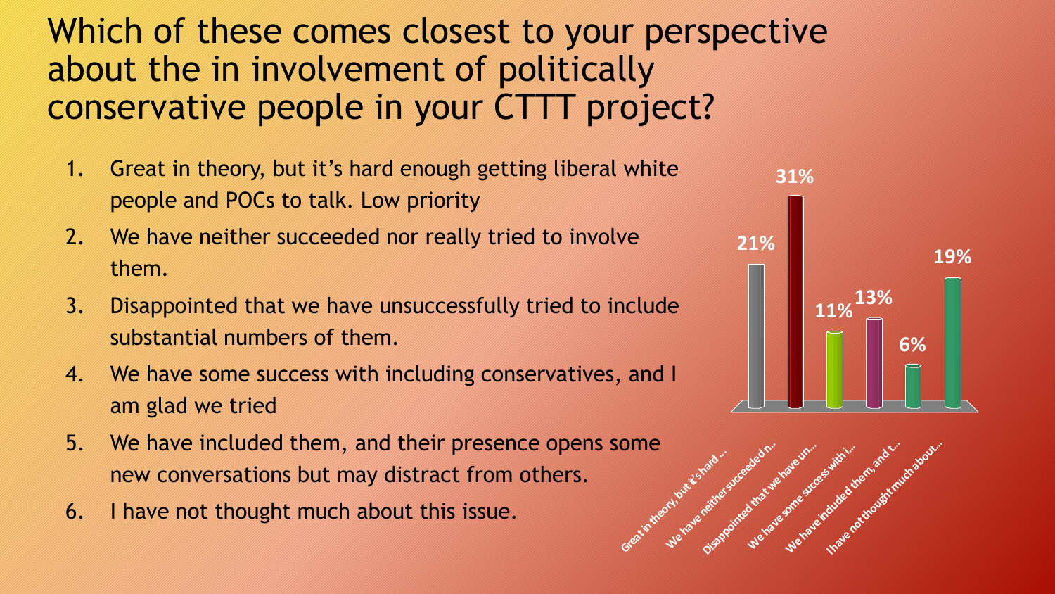# Which of these comes closest to your perspective about the in involvement of politically conservative people in your CTTT project?

1. Great in theory, but it's hard enough getting liberal white people and POCs to talk. Low priority
2. We have neither succeeded nor really tried to involve them.
3. Disappointed that we have unsuccessfully tried to include substantial numbers of them.
4. We have some success with including conservatives, and I am glad we tried
5. We have included them, and their presence opens some new conversations but may distract from others.
6. I have not thought much about this issue.

| Response | Percentage |
| --- | --- |
| Great in theory, but it's hard ... | 21% |
| We have neither succeeded n... | 31% |
| Disappointed that we have un... | 11% |
| We have some success with i... | 13% |
| We have included them, and t... | 6% |
| I have not thought much about... | 19% |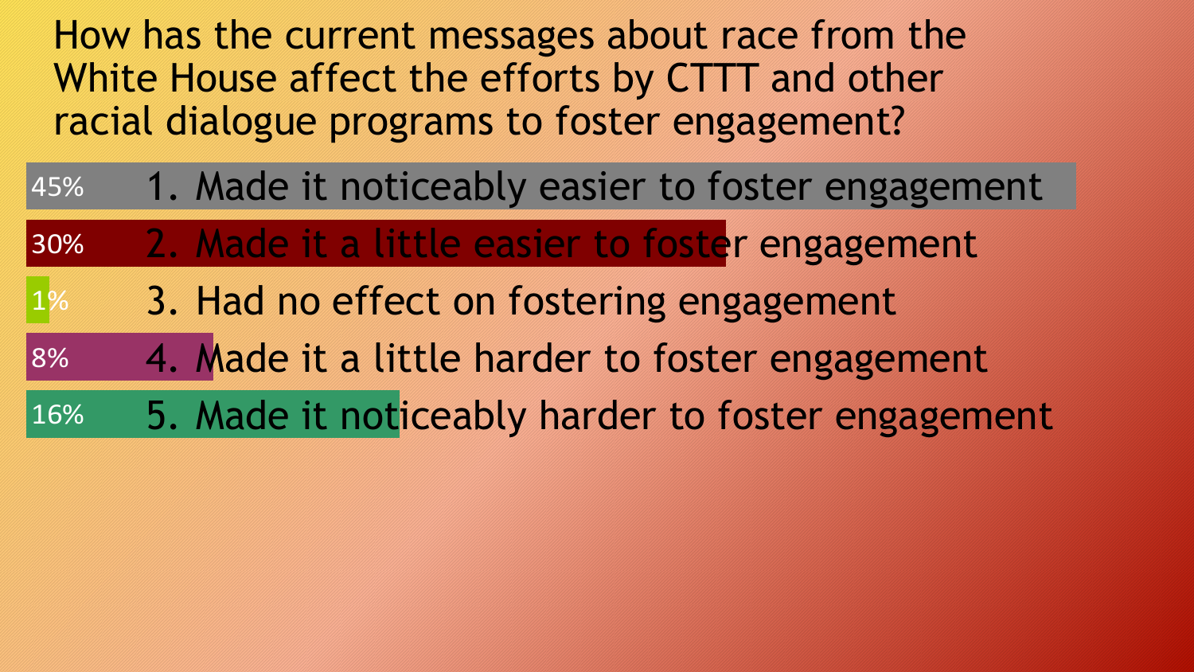How has the current messages about race from the White House affect the efforts by CTTT and other racial dialogue programs to foster engagement?

| Percentage | Response |
|---|---|
| 45% | 1. Made it noticeably easier to foster engagement |
| 30% | 2. Made it a little easier to foster engagement |
| 1% | 3. Had no effect on fostering engagement |
| 8% | 4. Made it a little harder to foster engagement |
| 16% | 5. Made it noticeably harder to foster engagement |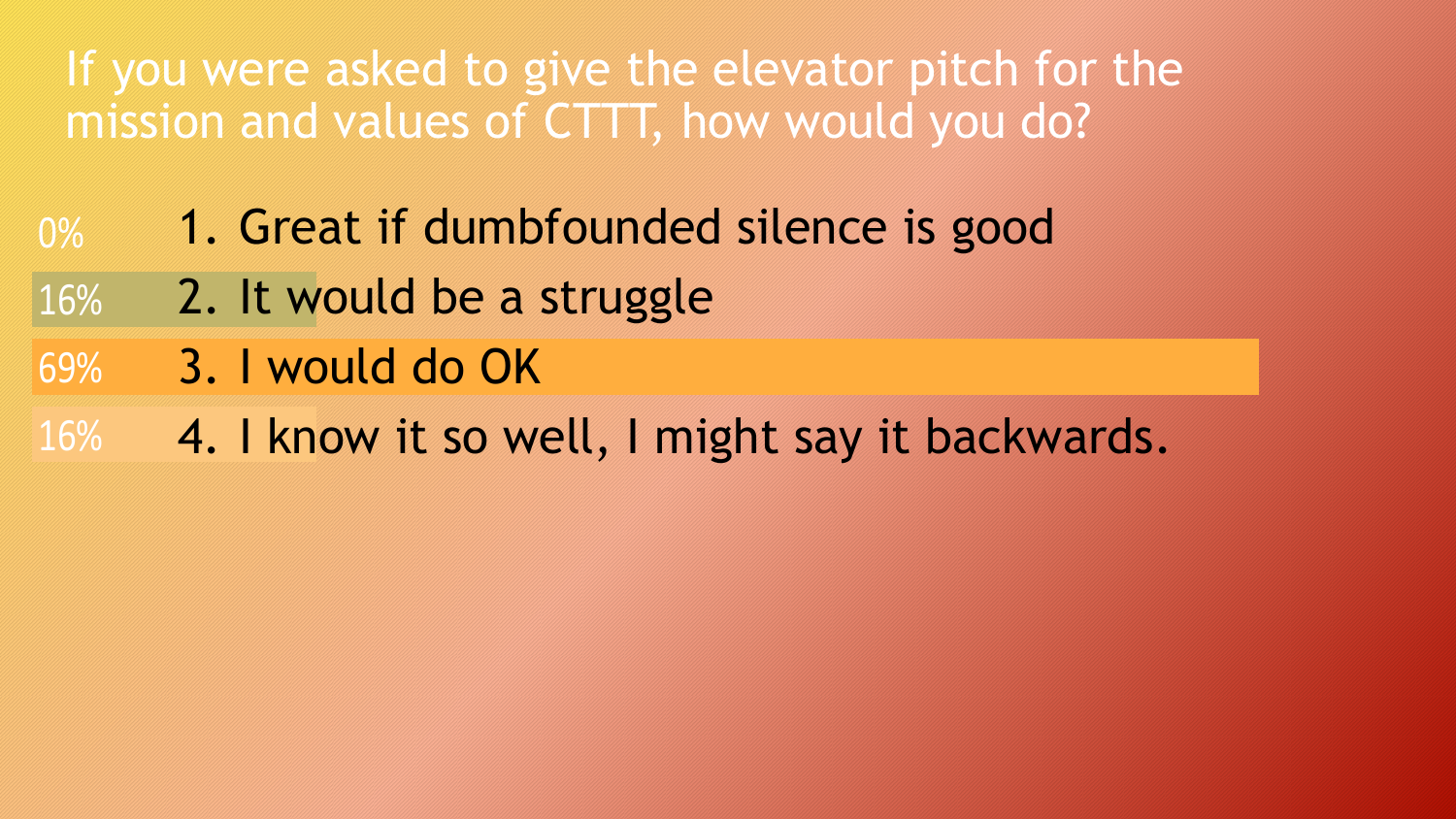# If you were asked to give the elevator pitch for the mission and values of CTTT, how would you do?

| % | Response |
| --- | --- |
| 0% | 1. Great if dumbfounded silence is good |
| 16% | 2. It would be a struggle |
| 69% | 3. I would do OK |
| 16% | 4. I know it so well, I might say it backwards. |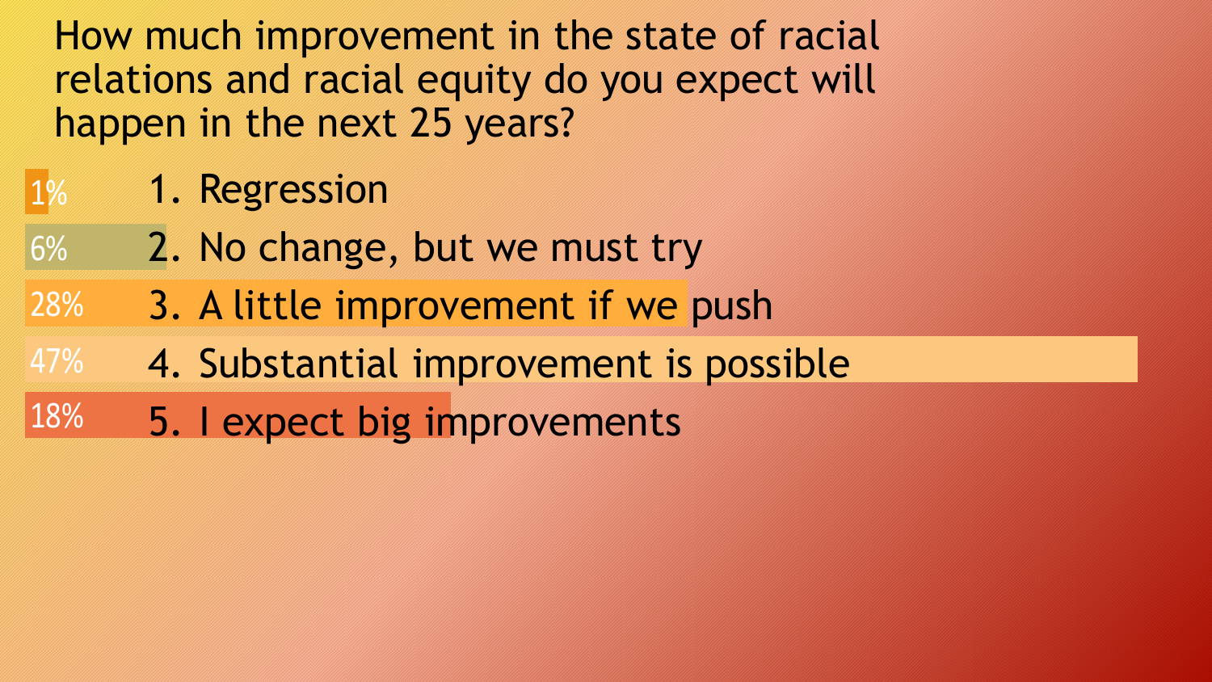# How much improvement in the state of racial relations and racial equity do you expect will happen in the next 25 years?

| % | Response |
| --- | --- |
| 1% | 1. Regression |
| 6% | 2. No change, but we must try |
| 28% | 3. A little improvement if we push |
| 47% | 4. Substantial improvement is possible |
| 18% | 5. I expect big improvements |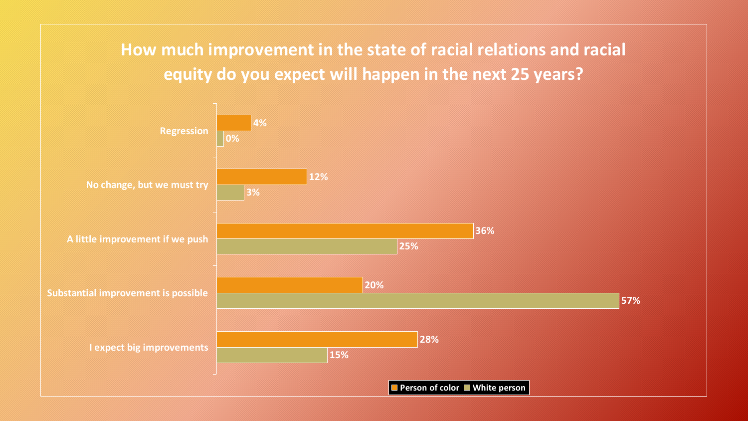## How much improvement in the state of racial relations and racial equity do you expect will happen in the next 25 years?

| | Person of color | White person |
|---|---|---|
| Regression | 4% | 0% |
| No change, but we must try | 12% | 3% |
| A little improvement if we push | 36% | 25% |
| Substantial improvement is possible | 20% | 57% |
| I expect big improvements | 28% | 15% |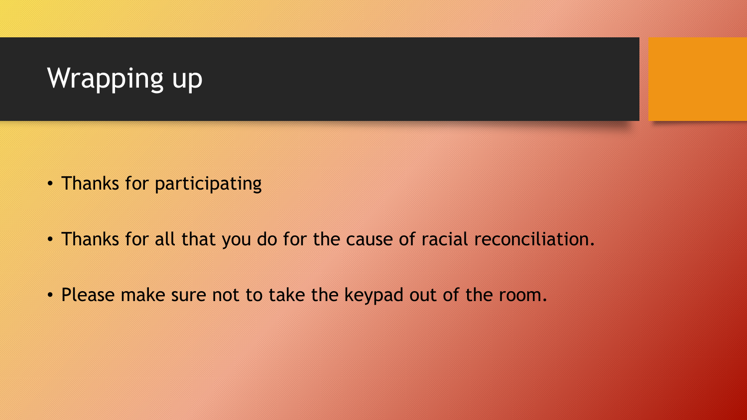# Wrapping up

- Thanks for participating
- Thanks for all that you do for the cause of racial reconciliation.
- Please make sure not to take the keypad out of the room.